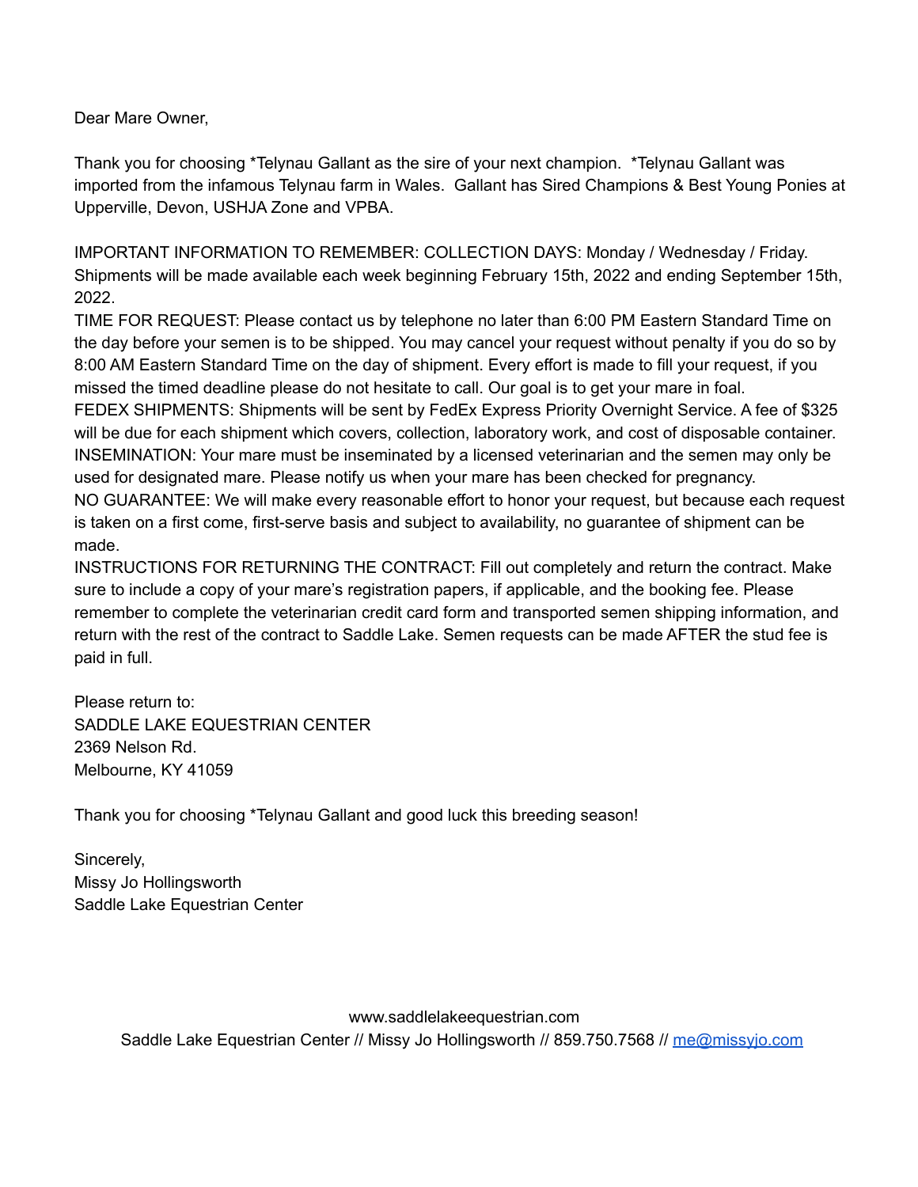Dear Mare Owner,

Thank you for choosing *Telynau Gallant as the sire of your next champion. *Telynau Gallant was imported from the infamous Telynau farm in Wales. Gallant has Sired Champions & Best Young Ponies at Upperville, Devon, USHJA Zone and VPBA.

IMPORTANT INFORMATION TO REMEMBER: COLLECTION DAYS: Monday / Wednesday / Friday. Shipments will be made available each week beginning February 15th, 2022 and ending September 15th, 2022.

TIME FOR REQUEST: Please contact us by telephone no later than 6:00 PM Eastern Standard Time on the day before your semen is to be shipped. You may cancel your request without penalty if you do so by 8:00 AM Eastern Standard Time on the day of shipment. Every effort is made to fill your request, if you missed the timed deadline please do not hesitate to call. Our goal is to get your mare in foal.

FEDEX SHIPMENTS: Shipments will be sent by FedEx Express Priority Overnight Service. A fee of $325 will be due for each shipment which covers, collection, laboratory work, and cost of disposable container.

INSEMINATION: Your mare must be inseminated by a licensed veterinarian and the semen may only be used for designated mare. Please notify us when your mare has been checked for pregnancy.

NO GUARANTEE: We will make every reasonable effort to honor your request, but because each request is taken on a first come, first-serve basis and subject to availability, no guarantee of shipment can be made.

INSTRUCTIONS FOR RETURNING THE CONTRACT: Fill out completely and return the contract. Make sure to include a copy of your mare's registration papers, if applicable, and the booking fee. Please remember to complete the veterinarian credit card form and transported semen shipping information, and return with the rest of the contract to Saddle Lake. Semen requests can be made AFTER the stud fee is paid in full.

Please return to:
SADDLE LAKE EQUESTRIAN CENTER
2369 Nelson Rd.
Melbourne, KY 41059

Thank you for choosing *Telynau Gallant and good luck this breeding season!

Sincerely,
Missy Jo Hollingsworth
Saddle Lake Equestrian Center

www.saddlelakeequestrian.com
Saddle Lake Equestrian Center // Missy Jo Hollingsworth // 859.750.7568 // [me@missyjo.com](mailto:me@missyjo.com)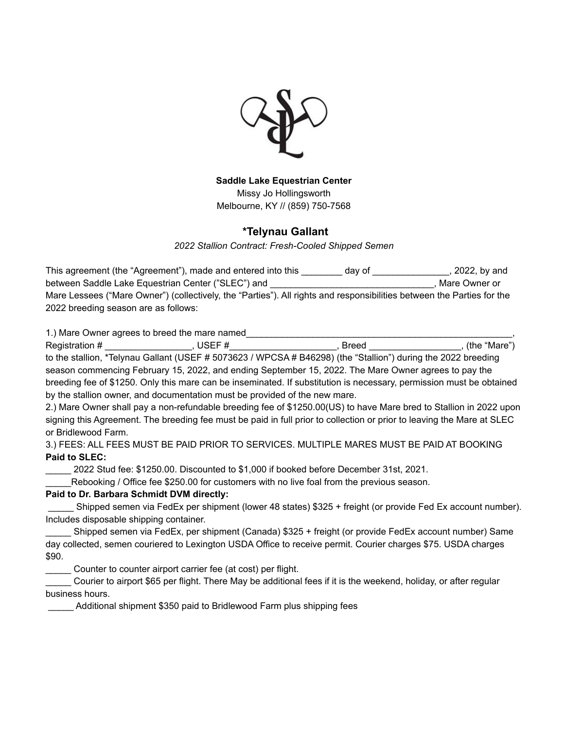**Saddle Lake Equestrian Center**
Missy Jo Hollingsworth
Melbourne, KY // (859) 750-7568

## *Telynau Gallant

*2022 Stallion Contract: Fresh-Cooled Shipped Semen*

This agreement (the "Agreement"), made and entered into this ________ day of _______________, 2022, by and between Saddle Lake Equestrian Center ("SLEC") and ________________________________, Mare Owner or Mare Lessees ("Mare Owner") (collectively, the "Parties"). All rights and responsibilities between the Parties for the 2022 breeding season are as follows:

1.) Mare Owner agrees to breed the mare named_______________________________________________________, Registration # _________________, USEF #_____________________, Breed __________________, (the "Mare") to the stallion, *Telynau Gallant (USEF # 5073623 / WPCSA # B46298) (the "Stallion") during the 2022 breeding season commencing February 15, 2022, and ending September 15, 2022. The Mare Owner agrees to pay the breeding fee of $1250. Only this mare can be inseminated. If substitution is necessary, permission must be obtained by the stallion owner, and documentation must be provided of the new mare.

2.) Mare Owner shall pay a non-refundable breeding fee of $1250.00(US) to have Mare bred to Stallion in 2022 upon signing this Agreement. The breeding fee must be paid in full prior to collection or prior to leaving the Mare at SLEC or Bridlewood Farm.

3.) FEES: ALL FEES MUST BE PAID PRIOR TO SERVICES. MULTIPLE MARES MUST BE PAID AT BOOKING

**Paid to SLEC:**

_____ 2022 Stud fee: $1250.00. Discounted to $1,000 if booked before December 31st, 2021.

_____Rebooking / Office fee $250.00 for customers with no live foal from the previous season.

**Paid to Dr. Barbara Schmidt DVM directly:**

_____ Shipped semen via FedEx per shipment (lower 48 states) $325 + freight (or provide Fed Ex account number). Includes disposable shipping container.

_____ Shipped semen via FedEx, per shipment (Canada) $325 + freight (or provide FedEx account number) Same day collected, semen couriered to Lexington USDA Office to receive permit. Courier charges $75. USDA charges $90.

_____ Counter to counter airport carrier fee (at cost) per flight.

_____ Courier to airport $65 per flight. There May be additional fees if it is the weekend, holiday, or after regular business hours.

_____ Additional shipment $350 paid to Bridlewood Farm plus shipping fees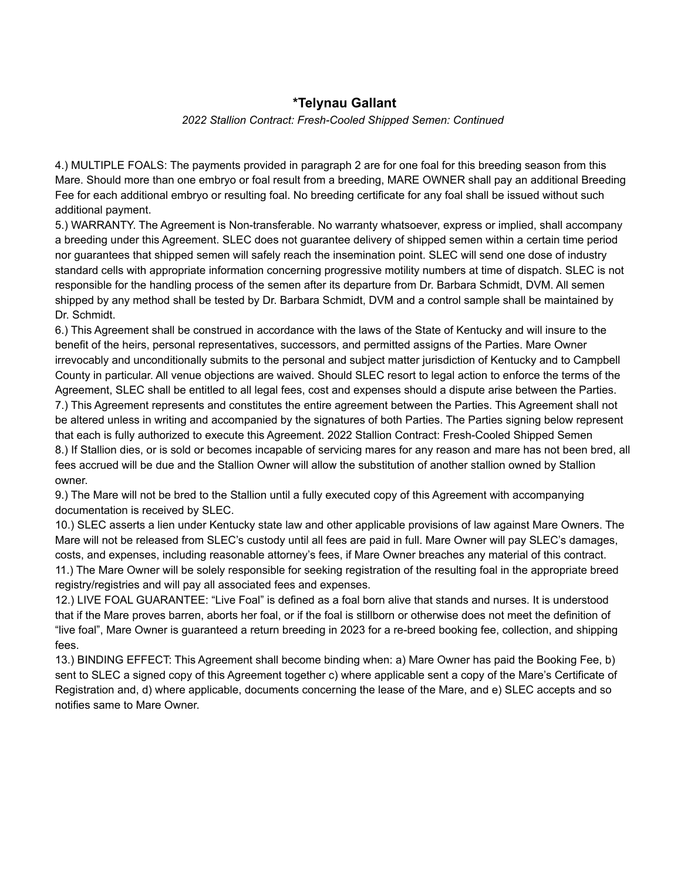# *Telynau Gallant

*2022 Stallion Contract: Fresh-Cooled Shipped Semen: Continued*

4.) MULTIPLE FOALS: The payments provided in paragraph 2 are for one foal for this breeding season from this Mare. Should more than one embryo or foal result from a breeding, MARE OWNER shall pay an additional Breeding Fee for each additional embryo or resulting foal. No breeding certificate for any foal shall be issued without such additional payment.

5.) WARRANTY. The Agreement is Non-transferable. No warranty whatsoever, express or implied, shall accompany a breeding under this Agreement. SLEC does not guarantee delivery of shipped semen within a certain time period nor guarantees that shipped semen will safely reach the insemination point. SLEC will send one dose of industry standard cells with appropriate information concerning progressive motility numbers at time of dispatch. SLEC is not responsible for the handling process of the semen after its departure from Dr. Barbara Schmidt, DVM. All semen shipped by any method shall be tested by Dr. Barbara Schmidt, DVM and a control sample shall be maintained by Dr. Schmidt.

6.) This Agreement shall be construed in accordance with the laws of the State of Kentucky and will insure to the benefit of the heirs, personal representatives, successors, and permitted assigns of the Parties. Mare Owner irrevocably and unconditionally submits to the personal and subject matter jurisdiction of Kentucky and to Campbell County in particular. All venue objections are waived. Should SLEC resort to legal action to enforce the terms of the Agreement, SLEC shall be entitled to all legal fees, cost and expenses should a dispute arise between the Parties.

7.) This Agreement represents and constitutes the entire agreement between the Parties. This Agreement shall not be altered unless in writing and accompanied by the signatures of both Parties. The Parties signing below represent that each is fully authorized to execute this Agreement. 2022 Stallion Contract: Fresh-Cooled Shipped Semen

8.) If Stallion dies, or is sold or becomes incapable of servicing mares for any reason and mare has not been bred, all fees accrued will be due and the Stallion Owner will allow the substitution of another stallion owned by Stallion owner.

9.) The Mare will not be bred to the Stallion until a fully executed copy of this Agreement with accompanying documentation is received by SLEC.

10.) SLEC asserts a lien under Kentucky state law and other applicable provisions of law against Mare Owners. The Mare will not be released from SLEC's custody until all fees are paid in full. Mare Owner will pay SLEC's damages, costs, and expenses, including reasonable attorney's fees, if Mare Owner breaches any material of this contract.

11.) The Mare Owner will be solely responsible for seeking registration of the resulting foal in the appropriate breed registry/registries and will pay all associated fees and expenses.

12.) LIVE FOAL GUARANTEE: "Live Foal" is defined as a foal born alive that stands and nurses. It is understood that if the Mare proves barren, aborts her foal, or if the foal is stillborn or otherwise does not meet the definition of "live foal", Mare Owner is guaranteed a return breeding in 2023 for a re-breed booking fee, collection, and shipping fees.

13.) BINDING EFFECT: This Agreement shall become binding when: a) Mare Owner has paid the Booking Fee, b) sent to SLEC a signed copy of this Agreement together c) where applicable sent a copy of the Mare's Certificate of Registration and, d) where applicable, documents concerning the lease of the Mare, and e) SLEC accepts and so notifies same to Mare Owner.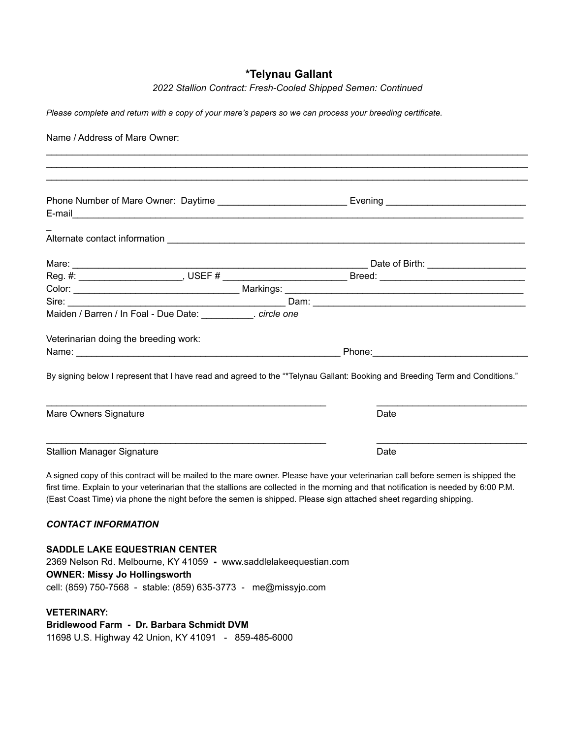# *Telynau Gallant

*2022 Stallion Contract: Fresh-Cooled Shipped Semen: Continued*

*Please complete and return with a copy of your mare's papers so we can process your breeding certificate.*

Name / Address of Mare Owner:

______________________________________________________________________________________
______________________________________________________________________________________
______________________________________________________________________________________

Phone Number of Mare Owner: Daytime ________________________ Evening __________________________
E-mail_________________________________________________________________________________
_
Alternate contact information ______________________________________________________________

Mare: _________________________________________________________ Date of Birth: __________________
Reg. #: ___________________, USEF # _______________________ Breed: ___________________________
Color: _______________________________ Markings: ____________________________________________
Sire: _______________________________________ Dam: ______________________________________
Maiden / Barren / In Foal - Due Date: __________. *circle one*

Veterinarian doing the breeding work:
Name: _________________________________________________ Phone:____________________________

By signing below I represent that I have read and agreed to the "*Telynau Gallant: Booking and Breeding Term and Conditions."

_____________________________________________________ ____________________________
Mare Owners Signature Date

_____________________________________________________ ____________________________
Stallion Manager Signature Date

A signed copy of this contract will be mailed to the mare owner. Please have your veterinarian call before semen is shipped the first time. Explain to your veterinarian that the stallions are collected in the morning and that notification is needed by 6:00 P.M. (East Coast Time) via phone the night before the semen is shipped. Please sign attached sheet regarding shipping.

***CONTACT INFORMATION***

**SADDLE LAKE EQUESTRIAN CENTER**
2369 Nelson Rd. Melbourne, KY 41059 **-** www.saddlelakeequestian.com
**OWNER: Missy Jo Hollingsworth**
cell: (859) 750-7568 - stable: (859) 635-3773 - me@missyjo.com

**VETERINARY:**
**Bridlewood Farm - Dr. Barbara Schmidt DVM**
11698 U.S. Highway 42 Union, KY 41091 - 859-485-6000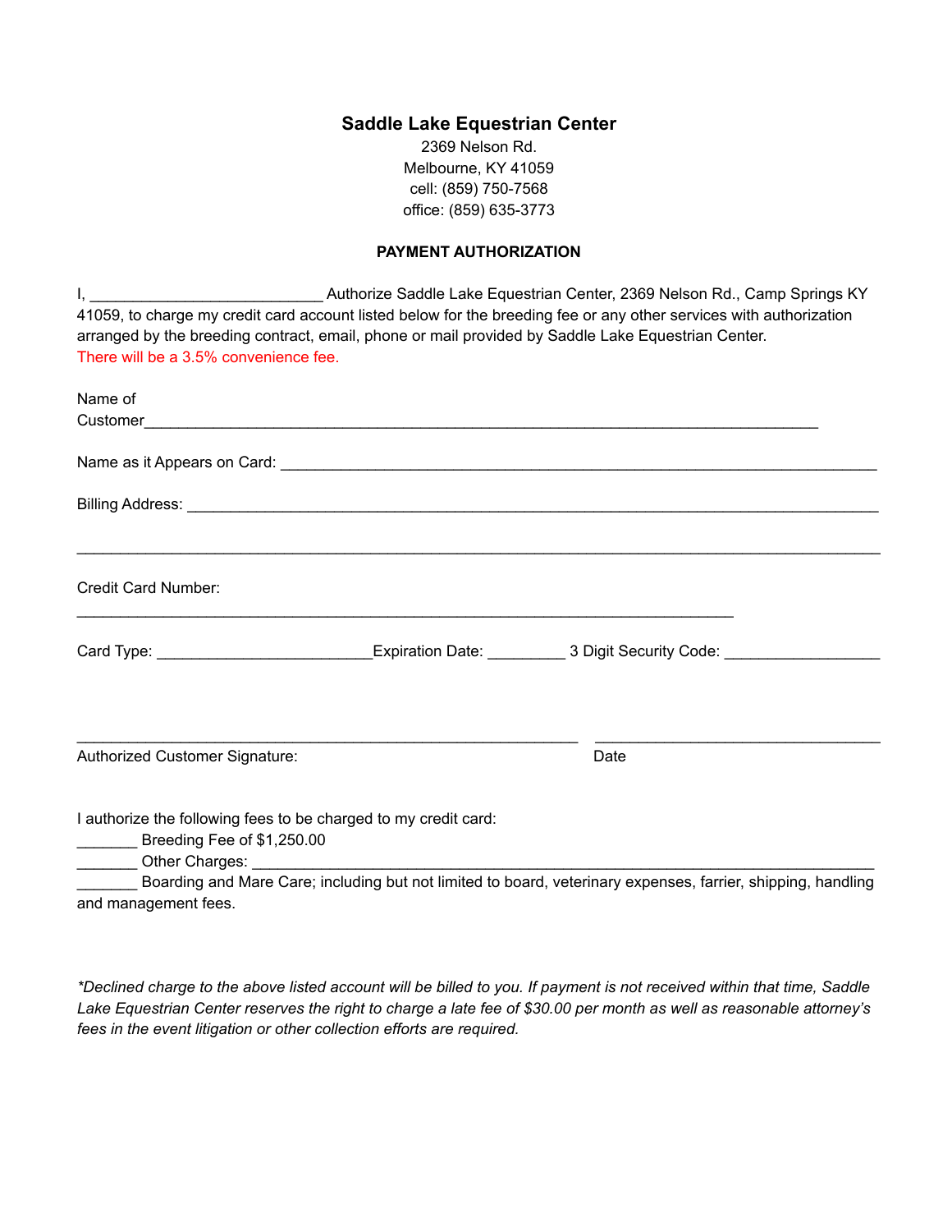**Saddle Lake Equestrian Center**

2369 Nelson Rd.
Melbourne, KY 41059
cell: (859) 750-7568
office: (859) 635-3773

**PAYMENT AUTHORIZATION**

I, ___________________________ Authorize Saddle Lake Equestrian Center, 2369 Nelson Rd., Camp Springs KY 41059, to charge my credit card account listed below for the breeding fee or any other services with authorization arranged by the breeding contract, email, phone or mail provided by Saddle Lake Equestrian Center.
There will be a 3.5% convenience fee.

Name of Customer______________________________________________________________________________

Name as it Appears on Card: _____________________________________________________________________

Billing Address: ________________________________________________________________________________

_____________________________________________________________________________________________

Credit Card Number:

_____________________________________________________________________________

Card Type: _________________________Expiration Date: _________ 3 Digit Security Code: __________________

__________________________________________________________ _________________________________

Authorized Customer Signature: Date

I authorize the following fees to be charged to my credit card:
_______ Breeding Fee of $1,250.00
_______ Other Charges: __________________________________________________________________________
_______ Boarding and Mare Care; including but not limited to board, veterinary expenses, farrier, shipping, handling and management fees.

*\*Declined charge to the above listed account will be billed to you. If payment is not received within that time, Saddle Lake Equestrian Center reserves the right to charge a late fee of $30.00 per month as well as reasonable attorney's fees in the event litigation or other collection efforts are required.*